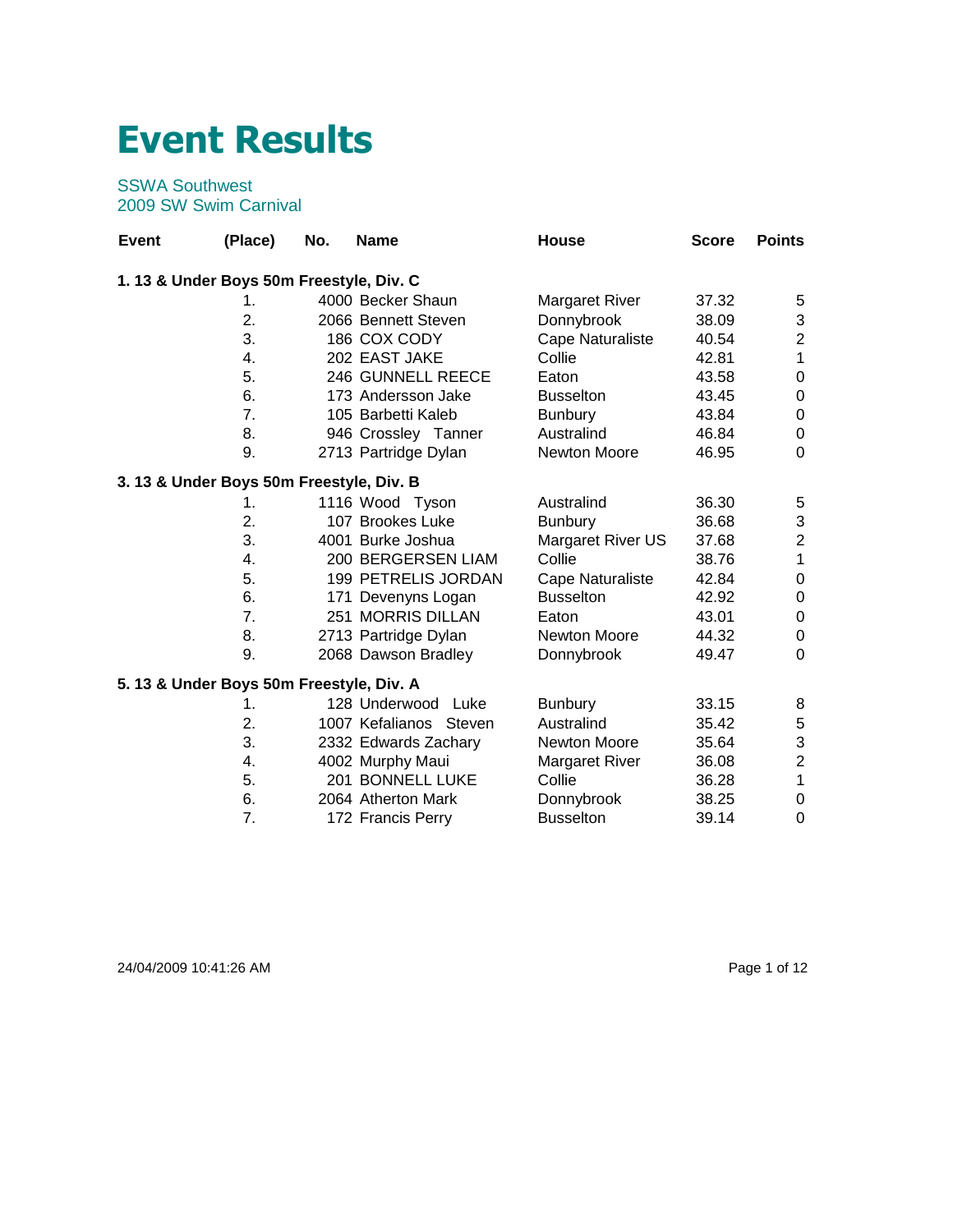# Event Results

SSWA Southwest
2009 SW Swim Carnival

| Event | (Place) | No. | Name | House | Score | Points |
|---|---|---|---|---|---|---|
| **1. 13 & Under Boys 50m Freestyle, Div. C** | | | | | | |
| | 1. | 4000 | Becker Shaun | Margaret River | 37.32 | 5 |
| | 2. | 2066 | Bennett Steven | Donnybrook | 38.09 | 3 |
| | 3. | 186 | COX CODY | Cape Naturaliste | 40.54 | 2 |
| | 4. | 202 | EAST JAKE | Collie | 42.81 | 1 |
| | 5. | 246 | GUNNELL REECE | Eaton | 43.58 | 0 |
| | 6. | 173 | Andersson Jake | Busselton | 43.45 | 0 |
| | 7. | 105 | Barbetti Kaleb | Bunbury | 43.84 | 0 |
| | 8. | 946 | Crossley Tanner | Australind | 46.84 | 0 |
| | 9. | 2713 | Partridge Dylan | Newton Moore | 46.95 | 0 |
| **3. 13 & Under Boys 50m Freestyle, Div. B** | | | | | | |
| | 1. | 1116 | Wood Tyson | Australind | 36.30 | 5 |
| | 2. | 107 | Brookes Luke | Bunbury | 36.68 | 3 |
| | 3. | 4001 | Burke Joshua | Margaret River US | 37.68 | 2 |
| | 4. | 200 | BERGERSEN LIAM | Collie | 38.76 | 1 |
| | 5. | 199 | PETRELIS JORDAN | Cape Naturaliste | 42.84 | 0 |
| | 6. | 171 | Devenyns Logan | Busselton | 42.92 | 0 |
| | 7. | 251 | MORRIS DILLAN | Eaton | 43.01 | 0 |
| | 8. | 2713 | Partridge Dylan | Newton Moore | 44.32 | 0 |
| | 9. | 2068 | Dawson Bradley | Donnybrook | 49.47 | 0 |
| **5. 13 & Under Boys 50m Freestyle, Div. A** | | | | | | |
| | 1. | 128 | Underwood Luke | Bunbury | 33.15 | 8 |
| | 2. | 1007 | Kefalianos Steven | Australind | 35.42 | 5 |
| | 3. | 2332 | Edwards Zachary | Newton Moore | 35.64 | 3 |
| | 4. | 4002 | Murphy Maui | Margaret River | 36.08 | 2 |
| | 5. | 201 | BONNELL LUKE | Collie | 36.28 | 1 |
| | 6. | 2064 | Atherton Mark | Donnybrook | 38.25 | 0 |
| | 7. | 172 | Francis Perry | Busselton | 39.14 | 0 |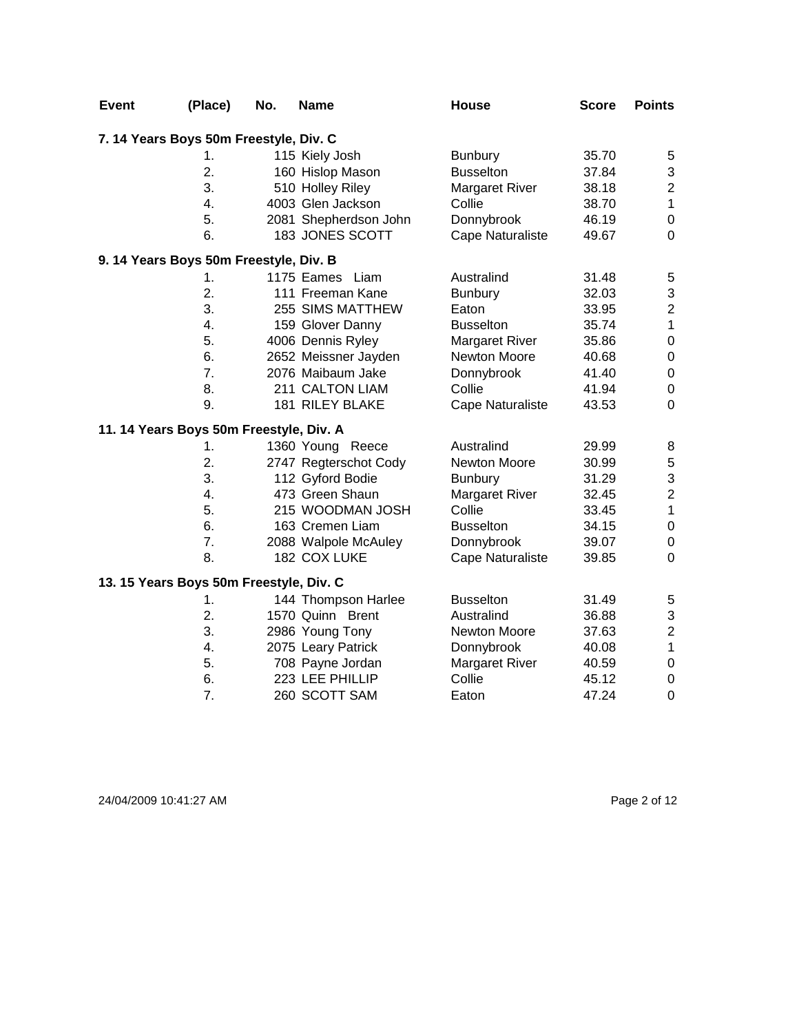| Event | (Place) | No. | Name | House | Score | Points |
|---|---|---|---|---|---|---|
| **7. 14 Years Boys 50m Freestyle, Div. C** | | | | | | |
| | 1. | 115 | Kiely Josh | Bunbury | 35.70 | 5 |
| | 2. | 160 | Hislop Mason | Busselton | 37.84 | 3 |
| | 3. | 510 | Holley Riley | Margaret River | 38.18 | 2 |
| | 4. | 4003 | Glen Jackson | Collie | 38.70 | 1 |
| | 5. | 2081 | Shepherdson John | Donnybrook | 46.19 | 0 |
| | 6. | 183 | JONES SCOTT | Cape Naturaliste | 49.67 | 0 |
| **9. 14 Years Boys 50m Freestyle, Div. B** | | | | | | |
| | 1. | 1175 | Eames Liam | Australind | 31.48 | 5 |
| | 2. | 111 | Freeman Kane | Bunbury | 32.03 | 3 |
| | 3. | 255 | SIMS MATTHEW | Eaton | 33.95 | 2 |
| | 4. | 159 | Glover Danny | Busselton | 35.74 | 1 |
| | 5. | 4006 | Dennis Ryley | Margaret River | 35.86 | 0 |
| | 6. | 2652 | Meissner Jayden | Newton Moore | 40.68 | 0 |
| | 7. | 2076 | Maibaum Jake | Donnybrook | 41.40 | 0 |
| | 8. | 211 | CALTON LIAM | Collie | 41.94 | 0 |
| | 9. | 181 | RILEY BLAKE | Cape Naturaliste | 43.53 | 0 |
| **11. 14 Years Boys 50m Freestyle, Div. A** | | | | | | |
| | 1. | 1360 | Young Reece | Australind | 29.99 | 8 |
| | 2. | 2747 | Regterschot Cody | Newton Moore | 30.99 | 5 |
| | 3. | 112 | Gyford Bodie | Bunbury | 31.29 | 3 |
| | 4. | 473 | Green Shaun | Margaret River | 32.45 | 2 |
| | 5. | 215 | WOODMAN JOSH | Collie | 33.45 | 1 |
| | 6. | 163 | Cremen Liam | Busselton | 34.15 | 0 |
| | 7. | 2088 | Walpole McAuley | Donnybrook | 39.07 | 0 |
| | 8. | 182 | COX LUKE | Cape Naturaliste | 39.85 | 0 |
| **13. 15 Years Boys 50m Freestyle, Div. C** | | | | | | |
| | 1. | 144 | Thompson Harlee | Busselton | 31.49 | 5 |
| | 2. | 1570 | Quinn Brent | Australind | 36.88 | 3 |
| | 3. | 2986 | Young Tony | Newton Moore | 37.63 | 2 |
| | 4. | 2075 | Leary Patrick | Donnybrook | 40.08 | 1 |
| | 5. | 708 | Payne Jordan | Margaret River | 40.59 | 0 |
| | 6. | 223 | LEE PHILLIP | Collie | 45.12 | 0 |
| | 7. | 260 | SCOTT SAM | Eaton | 47.24 | 0 |

24/04/2009 10:41:27 AM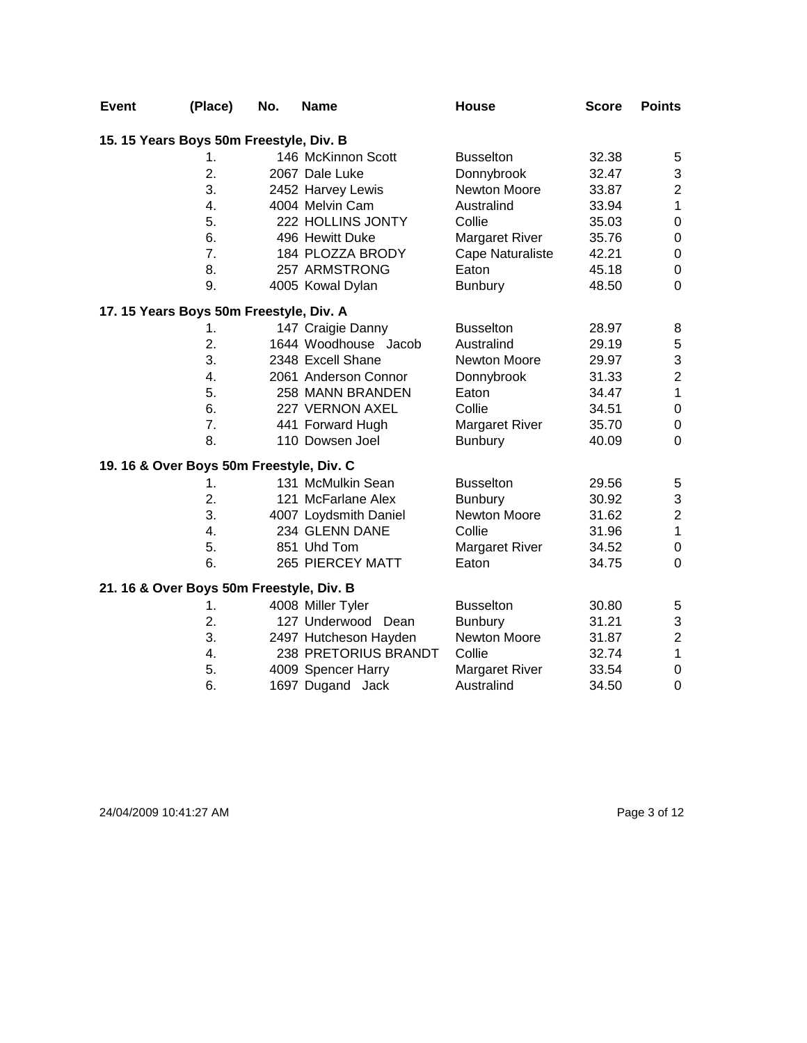| Event | (Place) | No. | Name | House | Score | Points |
|---|---|---|---|---|---|---|
| **15. 15 Years Boys 50m Freestyle, Div. B** | | | | | | |
| | 1. | 146 | McKinnon Scott | Busselton | 32.38 | 5 |
| | 2. | 2067 | Dale Luke | Donnybrook | 32.47 | 3 |
| | 3. | 2452 | Harvey Lewis | Newton Moore | 33.87 | 2 |
| | 4. | 4004 | Melvin Cam | Australind | 33.94 | 1 |
| | 5. | 222 | HOLLINS JONTY | Collie | 35.03 | 0 |
| | 6. | 496 | Hewitt Duke | Margaret River | 35.76 | 0 |
| | 7. | 184 | PLOZZA BRODY | Cape Naturaliste | 42.21 | 0 |
| | 8. | 257 | ARMSTRONG | Eaton | 45.18 | 0 |
| | 9. | 4005 | Kowal Dylan | Bunbury | 48.50 | 0 |
| **17. 15 Years Boys 50m Freestyle, Div. A** | | | | | | |
| | 1. | 147 | Craigie Danny | Busselton | 28.97 | 8 |
| | 2. | 1644 | Woodhouse Jacob | Australind | 29.19 | 5 |
| | 3. | 2348 | Excell Shane | Newton Moore | 29.97 | 3 |
| | 4. | 2061 | Anderson Connor | Donnybrook | 31.33 | 2 |
| | 5. | 258 | MANN BRANDEN | Eaton | 34.47 | 1 |
| | 6. | 227 | VERNON AXEL | Collie | 34.51 | 0 |
| | 7. | 441 | Forward Hugh | Margaret River | 35.70 | 0 |
| | 8. | 110 | Dowsen Joel | Bunbury | 40.09 | 0 |
| **19. 16 & Over Boys 50m Freestyle, Div. C** | | | | | | |
| | 1. | 131 | McMulkin Sean | Busselton | 29.56 | 5 |
| | 2. | 121 | McFarlane Alex | Bunbury | 30.92 | 3 |
| | 3. | 4007 | Loydsmith Daniel | Newton Moore | 31.62 | 2 |
| | 4. | 234 | GLENN DANE | Collie | 31.96 | 1 |
| | 5. | 851 | Uhd Tom | Margaret River | 34.52 | 0 |
| | 6. | 265 | PIERCEY MATT | Eaton | 34.75 | 0 |
| **21. 16 & Over Boys 50m Freestyle, Div. B** | | | | | | |
| | 1. | 4008 | Miller Tyler | Busselton | 30.80 | 5 |
| | 2. | 127 | Underwood Dean | Bunbury | 31.21 | 3 |
| | 3. | 2497 | Hutcheson Hayden | Newton Moore | 31.87 | 2 |
| | 4. | 238 | PRETORIUS BRANDT | Collie | 32.74 | 1 |
| | 5. | 4009 | Spencer Harry | Margaret River | 33.54 | 0 |
| | 6. | 1697 | Dugand Jack | Australind | 34.50 | 0 |

24/04/2009 10:41:27 AM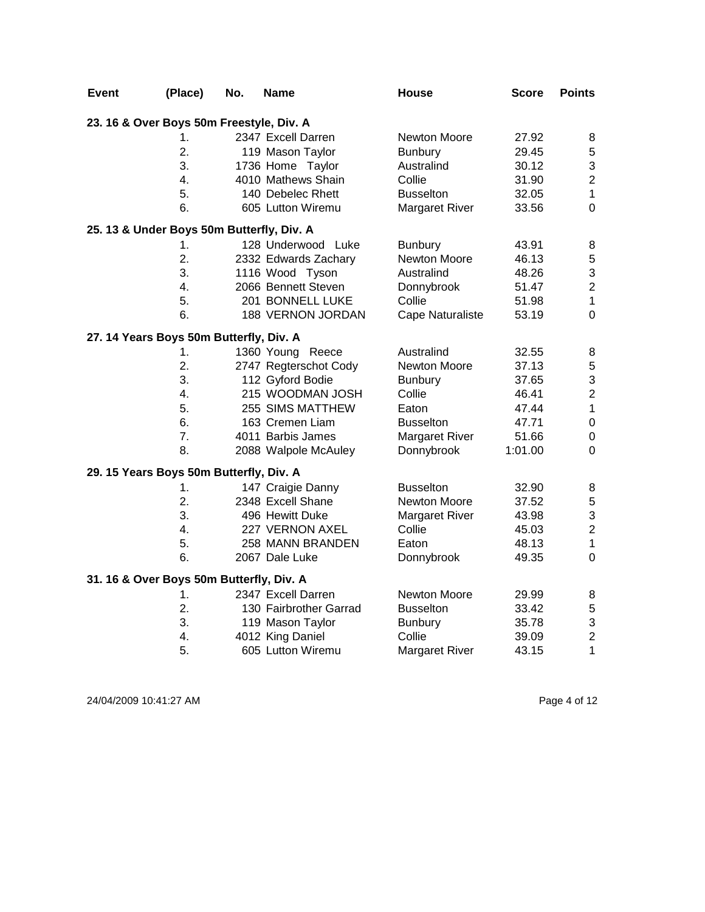| Event | (Place) | No. | Name | House | Score | Points |
|---|---|---|---|---|---|---|
| **23. 16 & Over Boys 50m Freestyle, Div. A** | | | | | | |
| | 1. | 2347 | Excell Darren | Newton Moore | 27.92 | 8 |
| | 2. | 119 | Mason Taylor | Bunbury | 29.45 | 5 |
| | 3. | 1736 | Home Taylor | Australind | 30.12 | 3 |
| | 4. | 4010 | Mathews Shain | Collie | 31.90 | 2 |
| | 5. | 140 | Debelec Rhett | Busselton | 32.05 | 1 |
| | 6. | 605 | Lutton Wiremu | Margaret River | 33.56 | 0 |
| **25. 13 & Under Boys 50m Butterfly, Div. A** | | | | | | |
| | 1. | 128 | Underwood Luke | Bunbury | 43.91 | 8 |
| | 2. | 2332 | Edwards Zachary | Newton Moore | 46.13 | 5 |
| | 3. | 1116 | Wood Tyson | Australind | 48.26 | 3 |
| | 4. | 2066 | Bennett Steven | Donnybrook | 51.47 | 2 |
| | 5. | 201 | BONNELL LUKE | Collie | 51.98 | 1 |
| | 6. | 188 | VERNON JORDAN | Cape Naturaliste | 53.19 | 0 |
| **27. 14 Years Boys 50m Butterfly, Div. A** | | | | | | |
| | 1. | 1360 | Young Reece | Australind | 32.55 | 8 |
| | 2. | 2747 | Regterschot Cody | Newton Moore | 37.13 | 5 |
| | 3. | 112 | Gyford Bodie | Bunbury | 37.65 | 3 |
| | 4. | 215 | WOODMAN JOSH | Collie | 46.41 | 2 |
| | 5. | 255 | SIMS MATTHEW | Eaton | 47.44 | 1 |
| | 6. | 163 | Cremen Liam | Busselton | 47.71 | 0 |
| | 7. | 4011 | Barbis James | Margaret River | 51.66 | 0 |
| | 8. | 2088 | Walpole McAuley | Donnybrook | 1:01.00 | 0 |
| **29. 15 Years Boys 50m Butterfly, Div. A** | | | | | | |
| | 1. | 147 | Craigie Danny | Busselton | 32.90 | 8 |
| | 2. | 2348 | Excell Shane | Newton Moore | 37.52 | 5 |
| | 3. | 496 | Hewitt Duke | Margaret River | 43.98 | 3 |
| | 4. | 227 | VERNON AXEL | Collie | 45.03 | 2 |
| | 5. | 258 | MANN BRANDEN | Eaton | 48.13 | 1 |
| | 6. | 2067 | Dale Luke | Donnybrook | 49.35 | 0 |
| **31. 16 & Over Boys 50m Butterfly, Div. A** | | | | | | |
| | 1. | 2347 | Excell Darren | Newton Moore | 29.99 | 8 |
| | 2. | 130 | Fairbrother Garrad | Busselton | 33.42 | 5 |
| | 3. | 119 | Mason Taylor | Bunbury | 35.78 | 3 |
| | 4. | 4012 | King Daniel | Collie | 39.09 | 2 |
| | 5. | 605 | Lutton Wiremu | Margaret River | 43.15 | 1 |

24/04/2009 10:41:27 AM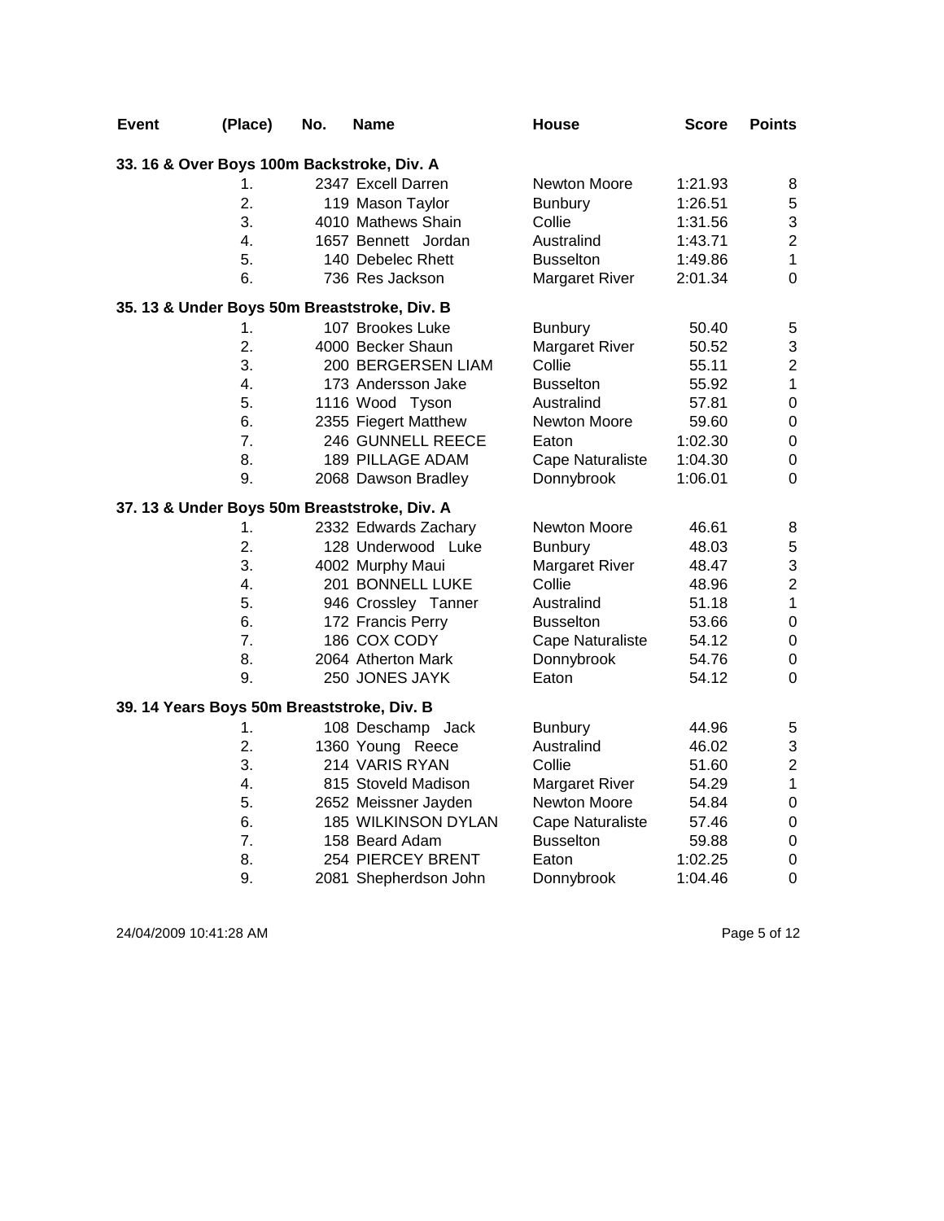| Event | (Place) | No. | Name | House | Score | Points |
|---|---|---|---|---|---|---|
| **33. 16 & Over Boys 100m Backstroke, Div. A** | | | | | | |
| | 1. | 2347 | Excell Darren | Newton Moore | 1:21.93 | 8 |
| | 2. | 119 | Mason Taylor | Bunbury | 1:26.51 | 5 |
| | 3. | 4010 | Mathews Shain | Collie | 1:31.56 | 3 |
| | 4. | 1657 | Bennett Jordan | Australind | 1:43.71 | 2 |
| | 5. | 140 | Debelec Rhett | Busselton | 1:49.86 | 1 |
| | 6. | 736 | Res Jackson | Margaret River | 2:01.34 | 0 |
| **35. 13 & Under Boys 50m Breaststroke, Div. B** | | | | | | |
| | 1. | 107 | Brookes Luke | Bunbury | 50.40 | 5 |
| | 2. | 4000 | Becker Shaun | Margaret River | 50.52 | 3 |
| | 3. | 200 | BERGERSEN LIAM | Collie | 55.11 | 2 |
| | 4. | 173 | Andersson Jake | Busselton | 55.92 | 1 |
| | 5. | 1116 | Wood Tyson | Australind | 57.81 | 0 |
| | 6. | 2355 | Fiegert Matthew | Newton Moore | 59.60 | 0 |
| | 7. | 246 | GUNNELL REECE | Eaton | 1:02.30 | 0 |
| | 8. | 189 | PILLAGE ADAM | Cape Naturaliste | 1:04.30 | 0 |
| | 9. | 2068 | Dawson Bradley | Donnybrook | 1:06.01 | 0 |
| **37. 13 & Under Boys 50m Breaststroke, Div. A** | | | | | | |
| | 1. | 2332 | Edwards Zachary | Newton Moore | 46.61 | 8 |
| | 2. | 128 | Underwood Luke | Bunbury | 48.03 | 5 |
| | 3. | 4002 | Murphy Maui | Margaret River | 48.47 | 3 |
| | 4. | 201 | BONNELL LUKE | Collie | 48.96 | 2 |
| | 5. | 946 | Crossley Tanner | Australind | 51.18 | 1 |
| | 6. | 172 | Francis Perry | Busselton | 53.66 | 0 |
| | 7. | 186 | COX CODY | Cape Naturaliste | 54.12 | 0 |
| | 8. | 2064 | Atherton Mark | Donnybrook | 54.76 | 0 |
| | 9. | 250 | JONES JAYK | Eaton | 54.12 | 0 |
| **39. 14 Years Boys 50m Breaststroke, Div. B** | | | | | | |
| | 1. | 108 | Deschamp Jack | Bunbury | 44.96 | 5 |
| | 2. | 1360 | Young Reece | Australind | 46.02 | 3 |
| | 3. | 214 | VARIS RYAN | Collie | 51.60 | 2 |
| | 4. | 815 | Stoveld Madison | Margaret River | 54.29 | 1 |
| | 5. | 2652 | Meissner Jayden | Newton Moore | 54.84 | 0 |
| | 6. | 185 | WILKINSON DYLAN | Cape Naturaliste | 57.46 | 0 |
| | 7. | 158 | Beard Adam | Busselton | 59.88 | 0 |
| | 8. | 254 | PIERCEY BRENT | Eaton | 1:02.25 | 0 |
| | 9. | 2081 | Shepherdson John | Donnybrook | 1:04.46 | 0 |

24/04/2009 10:41:28 AM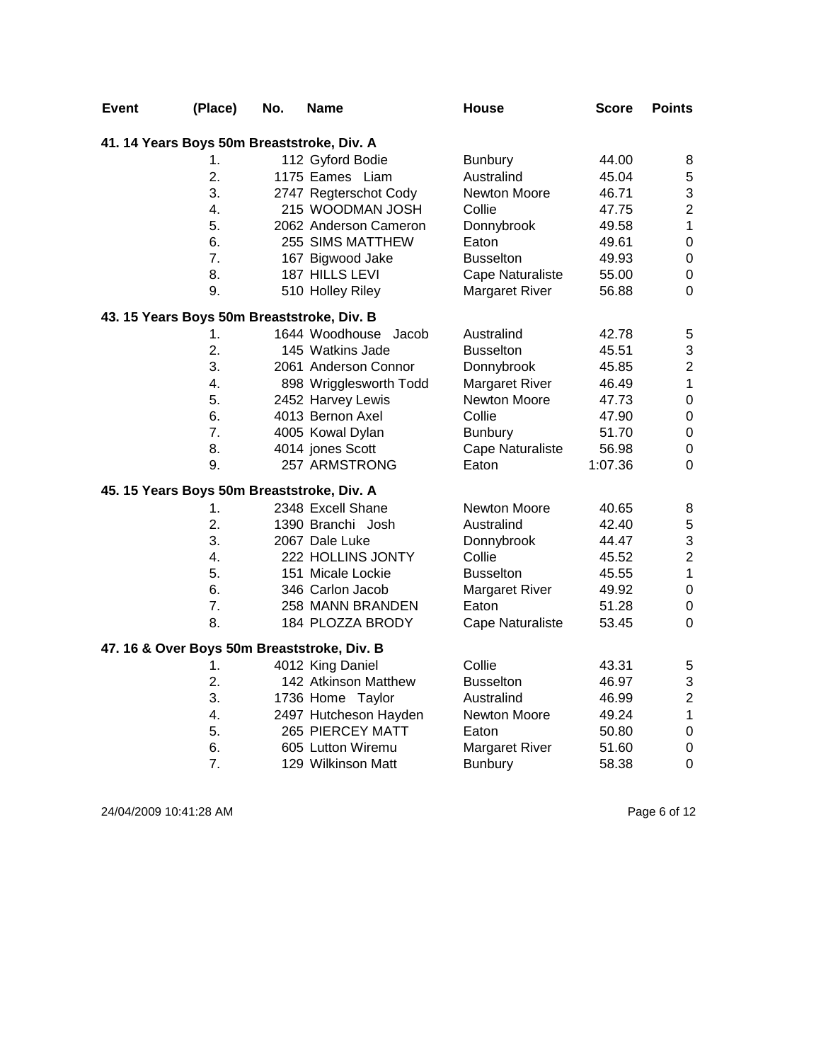| Event | (Place) | No. | Name | House | Score | Points |
|---|---|---|---|---|---|---|

**41. 14 Years Boys 50m Breaststroke, Div. A**

| (Place) | No. | Name | House | Score | Points |
|---|---|---|---|---|---|
| 1. | 112 | Gyford Bodie | Bunbury | 44.00 | 8 |
| 2. | 1175 | Eames Liam | Australind | 45.04 | 5 |
| 3. | 2747 | Regterschot Cody | Newton Moore | 46.71 | 3 |
| 4. | 215 | WOODMAN JOSH | Collie | 47.75 | 2 |
| 5. | 2062 | Anderson Cameron | Donnybrook | 49.58 | 1 |
| 6. | 255 | SIMS MATTHEW | Eaton | 49.61 | 0 |
| 7. | 167 | Bigwood Jake | Busselton | 49.93 | 0 |
| 8. | 187 | HILLS LEVI | Cape Naturaliste | 55.00 | 0 |
| 9. | 510 | Holley Riley | Margaret River | 56.88 | 0 |

**43. 15 Years Boys 50m Breaststroke, Div. B**

| (Place) | No. | Name | House | Score | Points |
|---|---|---|---|---|---|
| 1. | 1644 | Woodhouse Jacob | Australind | 42.78 | 5 |
| 2. | 145 | Watkins Jade | Busselton | 45.51 | 3 |
| 3. | 2061 | Anderson Connor | Donnybrook | 45.85 | 2 |
| 4. | 898 | Wrigglesworth Todd | Margaret River | 46.49 | 1 |
| 5. | 2452 | Harvey Lewis | Newton Moore | 47.73 | 0 |
| 6. | 4013 | Bernon Axel | Collie | 47.90 | 0 |
| 7. | 4005 | Kowal Dylan | Bunbury | 51.70 | 0 |
| 8. | 4014 | jones Scott | Cape Naturaliste | 56.98 | 0 |
| 9. | 257 | ARMSTRONG | Eaton | 1:07.36 | 0 |

**45. 15 Years Boys 50m Breaststroke, Div. A**

| (Place) | No. | Name | House | Score | Points |
|---|---|---|---|---|---|
| 1. | 2348 | Excell Shane | Newton Moore | 40.65 | 8 |
| 2. | 1390 | Branchi Josh | Australind | 42.40 | 5 |
| 3. | 2067 | Dale Luke | Donnybrook | 44.47 | 3 |
| 4. | 222 | HOLLINS JONTY | Collie | 45.52 | 2 |
| 5. | 151 | Micale Lockie | Busselton | 45.55 | 1 |
| 6. | 346 | Carlon Jacob | Margaret River | 49.92 | 0 |
| 7. | 258 | MANN BRANDEN | Eaton | 51.28 | 0 |
| 8. | 184 | PLOZZA BRODY | Cape Naturaliste | 53.45 | 0 |

**47. 16 & Over Boys 50m Breaststroke, Div. B**

| (Place) | No. | Name | House | Score | Points |
|---|---|---|---|---|---|
| 1. | 4012 | King Daniel | Collie | 43.31 | 5 |
| 2. | 142 | Atkinson Matthew | Busselton | 46.97 | 3 |
| 3. | 1736 | Home Taylor | Australind | 46.99 | 2 |
| 4. | 2497 | Hutcheson Hayden | Newton Moore | 49.24 | 1 |
| 5. | 265 | PIERCEY MATT | Eaton | 50.80 | 0 |
| 6. | 605 | Lutton Wiremu | Margaret River | 51.60 | 0 |
| 7. | 129 | Wilkinson Matt | Bunbury | 58.38 | 0 |

24/04/2009 10:41:28 AM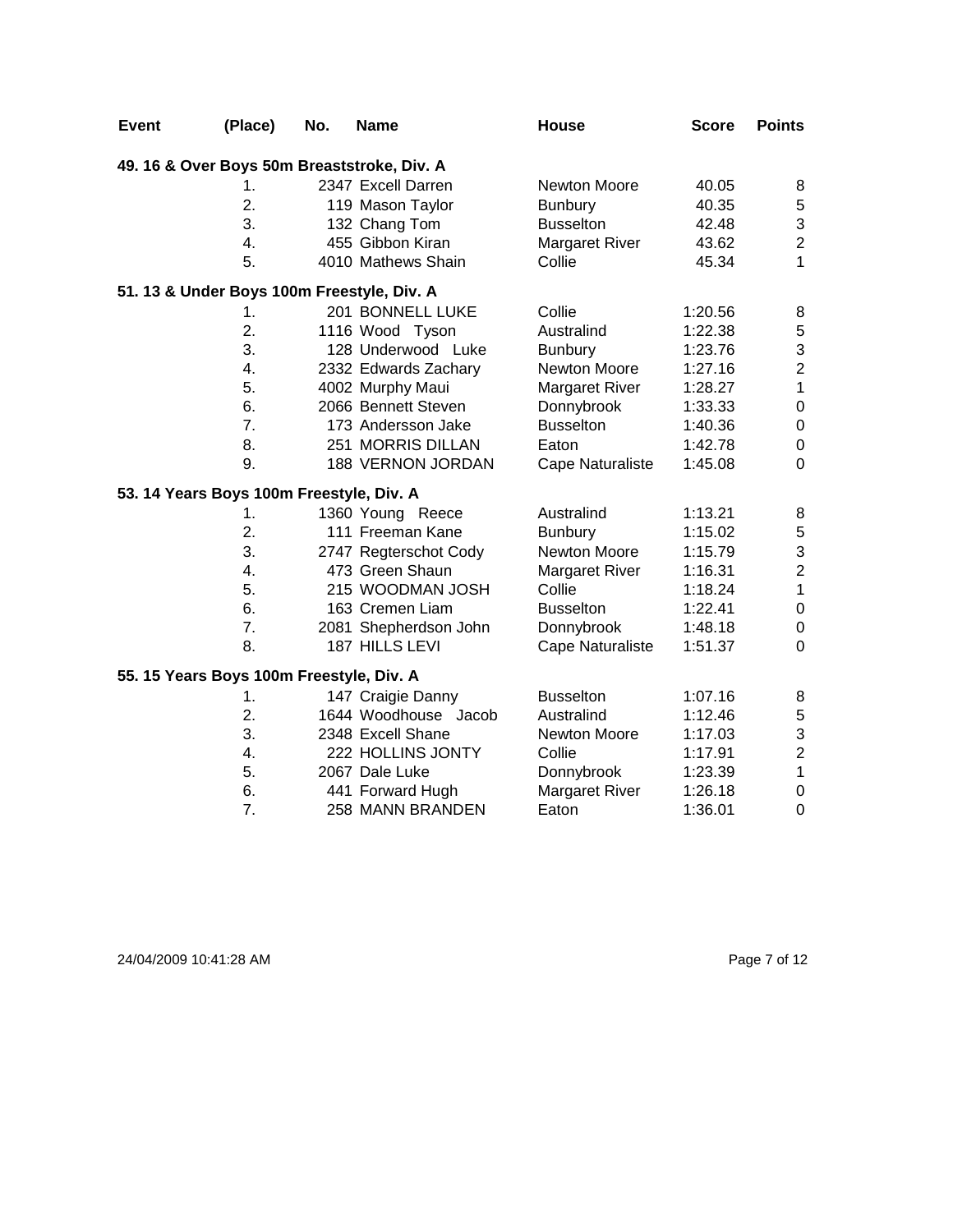| Event | (Place) | No. | Name | House | Score | Points |
| --- | --- | --- | --- | --- | --- | --- |
| **49. 16 & Over Boys 50m Breaststroke, Div. A** | | | | | | |
| | 1. | 2347 | Excell Darren | Newton Moore | 40.05 | 8 |
| | 2. | 119 | Mason Taylor | Bunbury | 40.35 | 5 |
| | 3. | 132 | Chang Tom | Busselton | 42.48 | 3 |
| | 4. | 455 | Gibbon Kiran | Margaret River | 43.62 | 2 |
| | 5. | 4010 | Mathews Shain | Collie | 45.34 | 1 |
| **51. 13 & Under Boys 100m Freestyle, Div. A** | | | | | | |
| | 1. | 201 | BONNELL LUKE | Collie | 1:20.56 | 8 |
| | 2. | 1116 | Wood Tyson | Australind | 1:22.38 | 5 |
| | 3. | 128 | Underwood Luke | Bunbury | 1:23.76 | 3 |
| | 4. | 2332 | Edwards Zachary | Newton Moore | 1:27.16 | 2 |
| | 5. | 4002 | Murphy Maui | Margaret River | 1:28.27 | 1 |
| | 6. | 2066 | Bennett Steven | Donnybrook | 1:33.33 | 0 |
| | 7. | 173 | Andersson Jake | Busselton | 1:40.36 | 0 |
| | 8. | 251 | MORRIS DILLAN | Eaton | 1:42.78 | 0 |
| | 9. | 188 | VERNON JORDAN | Cape Naturaliste | 1:45.08 | 0 |
| **53. 14 Years Boys 100m Freestyle, Div. A** | | | | | | |
| | 1. | 1360 | Young Reece | Australind | 1:13.21 | 8 |
| | 2. | 111 | Freeman Kane | Bunbury | 1:15.02 | 5 |
| | 3. | 2747 | Regterschot Cody | Newton Moore | 1:15.79 | 3 |
| | 4. | 473 | Green Shaun | Margaret River | 1:16.31 | 2 |
| | 5. | 215 | WOODMAN JOSH | Collie | 1:18.24 | 1 |
| | 6. | 163 | Cremen Liam | Busselton | 1:22.41 | 0 |
| | 7. | 2081 | Shepherdson John | Donnybrook | 1:48.18 | 0 |
| | 8. | 187 | HILLS LEVI | Cape Naturaliste | 1:51.37 | 0 |
| **55. 15 Years Boys 100m Freestyle, Div. A** | | | | | | |
| | 1. | 147 | Craigie Danny | Busselton | 1:07.16 | 8 |
| | 2. | 1644 | Woodhouse Jacob | Australind | 1:12.46 | 5 |
| | 3. | 2348 | Excell Shane | Newton Moore | 1:17.03 | 3 |
| | 4. | 222 | HOLLINS JONTY | Collie | 1:17.91 | 2 |
| | 5. | 2067 | Dale Luke | Donnybrook | 1:23.39 | 1 |
| | 6. | 441 | Forward Hugh | Margaret River | 1:26.18 | 0 |
| | 7. | 258 | MANN BRANDEN | Eaton | 1:36.01 | 0 |

24/04/2009 10:41:28 AM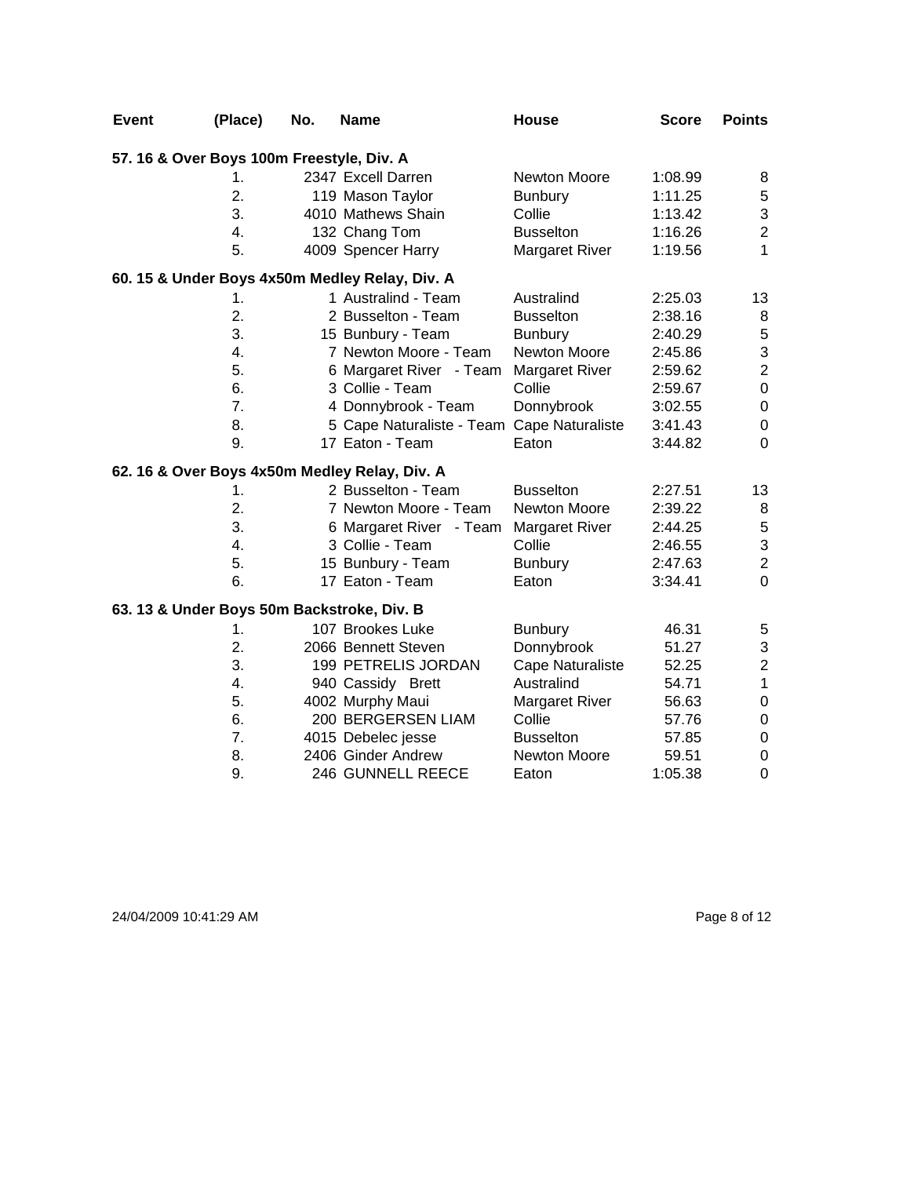| Event | (Place) | No. | Name | House | Score | Points |
|---|---|---|---|---|---|---|
| **57. 16 & Over Boys 100m Freestyle, Div. A** | | | | | | |
| | 1. | 2347 | Excell Darren | Newton Moore | 1:08.99 | 8 |
| | 2. | 119 | Mason Taylor | Bunbury | 1:11.25 | 5 |
| | 3. | 4010 | Mathews Shain | Collie | 1:13.42 | 3 |
| | 4. | 132 | Chang Tom | Busselton | 1:16.26 | 2 |
| | 5. | 4009 | Spencer Harry | Margaret River | 1:19.56 | 1 |
| **60. 15 & Under Boys 4x50m Medley Relay, Div. A** | | | | | | |
| | 1. | 1 | Australind - Team | Australind | 2:25.03 | 13 |
| | 2. | 2 | Busselton - Team | Busselton | 2:38.16 | 8 |
| | 3. | 15 | Bunbury - Team | Bunbury | 2:40.29 | 5 |
| | 4. | 7 | Newton Moore - Team | Newton Moore | 2:45.86 | 3 |
| | 5. | 6 | Margaret River - Team | Margaret River | 2:59.62 | 2 |
| | 6. | 3 | Collie - Team | Collie | 2:59.67 | 0 |
| | 7. | 4 | Donnybrook - Team | Donnybrook | 3:02.55 | 0 |
| | 8. | 5 | Cape Naturaliste - Team | Cape Naturaliste | 3:41.43 | 0 |
| | 9. | 17 | Eaton - Team | Eaton | 3:44.82 | 0 |
| **62. 16 & Over Boys 4x50m Medley Relay, Div. A** | | | | | | |
| | 1. | 2 | Busselton - Team | Busselton | 2:27.51 | 13 |
| | 2. | 7 | Newton Moore - Team | Newton Moore | 2:39.22 | 8 |
| | 3. | 6 | Margaret River - Team | Margaret River | 2:44.25 | 5 |
| | 4. | 3 | Collie - Team | Collie | 2:46.55 | 3 |
| | 5. | 15 | Bunbury - Team | Bunbury | 2:47.63 | 2 |
| | 6. | 17 | Eaton - Team | Eaton | 3:34.41 | 0 |
| **63. 13 & Under Boys 50m Backstroke, Div. B** | | | | | | |
| | 1. | 107 | Brookes Luke | Bunbury | 46.31 | 5 |
| | 2. | 2066 | Bennett Steven | Donnybrook | 51.27 | 3 |
| | 3. | 199 | PETRELIS JORDAN | Cape Naturaliste | 52.25 | 2 |
| | 4. | 940 | Cassidy Brett | Australind | 54.71 | 1 |
| | 5. | 4002 | Murphy Maui | Margaret River | 56.63 | 0 |
| | 6. | 200 | BERGERSEN LIAM | Collie | 57.76 | 0 |
| | 7. | 4015 | Debelec jesse | Busselton | 57.85 | 0 |
| | 8. | 2406 | Ginder Andrew | Newton Moore | 59.51 | 0 |
| | 9. | 246 | GUNNELL REECE | Eaton | 1:05.38 | 0 |

24/04/2009 10:41:29 AM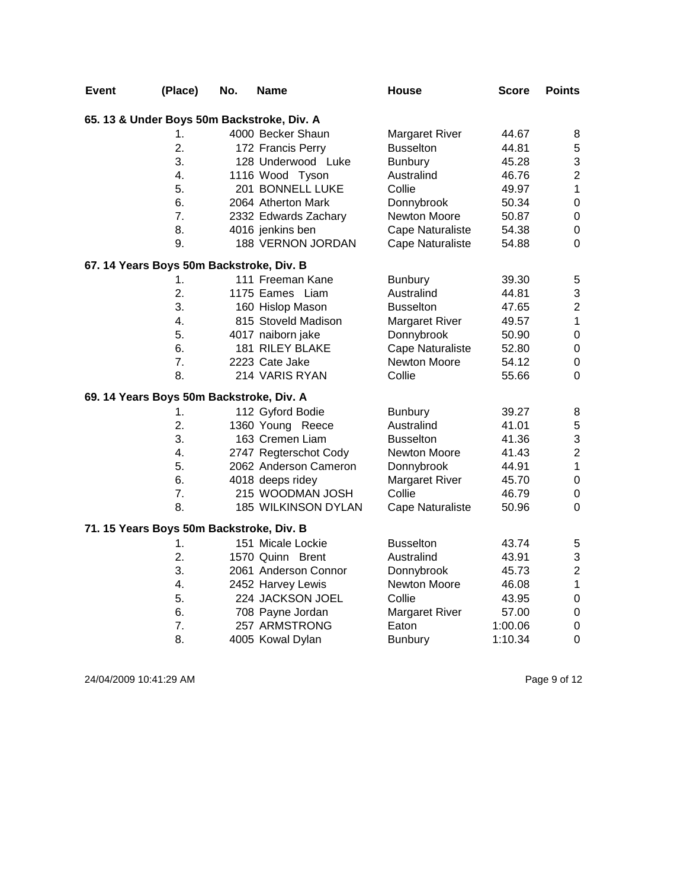| Event | (Place) | No. | Name | House | Score | Points |
|---|---|---|---|---|---|---|
| **65. 13 & Under Boys 50m Backstroke, Div. A** | | | | | | |
| | 1. | 4000 | Becker Shaun | Margaret River | 44.67 | 8 |
| | 2. | 172 | Francis Perry | Busselton | 44.81 | 5 |
| | 3. | 128 | Underwood Luke | Bunbury | 45.28 | 3 |
| | 4. | 1116 | Wood Tyson | Australind | 46.76 | 2 |
| | 5. | 201 | BONNELL LUKE | Collie | 49.97 | 1 |
| | 6. | 2064 | Atherton Mark | Donnybrook | 50.34 | 0 |
| | 7. | 2332 | Edwards Zachary | Newton Moore | 50.87 | 0 |
| | 8. | 4016 | jenkins ben | Cape Naturaliste | 54.38 | 0 |
| | 9. | 188 | VERNON JORDAN | Cape Naturaliste | 54.88 | 0 |
| **67. 14 Years Boys 50m Backstroke, Div. B** | | | | | | |
| | 1. | 111 | Freeman Kane | Bunbury | 39.30 | 5 |
| | 2. | 1175 | Eames Liam | Australind | 44.81 | 3 |
| | 3. | 160 | Hislop Mason | Busselton | 47.65 | 2 |
| | 4. | 815 | Stoveld Madison | Margaret River | 49.57 | 1 |
| | 5. | 4017 | naiborn jake | Donnybrook | 50.90 | 0 |
| | 6. | 181 | RILEY BLAKE | Cape Naturaliste | 52.80 | 0 |
| | 7. | 2223 | Cate Jake | Newton Moore | 54.12 | 0 |
| | 8. | 214 | VARIS RYAN | Collie | 55.66 | 0 |
| **69. 14 Years Boys 50m Backstroke, Div. A** | | | | | | |
| | 1. | 112 | Gyford Bodie | Bunbury | 39.27 | 8 |
| | 2. | 1360 | Young Reece | Australind | 41.01 | 5 |
| | 3. | 163 | Cremen Liam | Busselton | 41.36 | 3 |
| | 4. | 2747 | Regterschot Cody | Newton Moore | 41.43 | 2 |
| | 5. | 2062 | Anderson Cameron | Donnybrook | 44.91 | 1 |
| | 6. | 4018 | deeps ridey | Margaret River | 45.70 | 0 |
| | 7. | 215 | WOODMAN JOSH | Collie | 46.79 | 0 |
| | 8. | 185 | WILKINSON DYLAN | Cape Naturaliste | 50.96 | 0 |
| **71. 15 Years Boys 50m Backstroke, Div. B** | | | | | | |
| | 1. | 151 | Micale Lockie | Busselton | 43.74 | 5 |
| | 2. | 1570 | Quinn Brent | Australind | 43.91 | 3 |
| | 3. | 2061 | Anderson Connor | Donnybrook | 45.73 | 2 |
| | 4. | 2452 | Harvey Lewis | Newton Moore | 46.08 | 1 |
| | 5. | 224 | JACKSON JOEL | Collie | 43.95 | 0 |
| | 6. | 708 | Payne Jordan | Margaret River | 57.00 | 0 |
| | 7. | 257 | ARMSTRONG | Eaton | 1:00.06 | 0 |
| | 8. | 4005 | Kowal Dylan | Bunbury | 1:10.34 | 0 |

24/04/2009 10:41:29 AM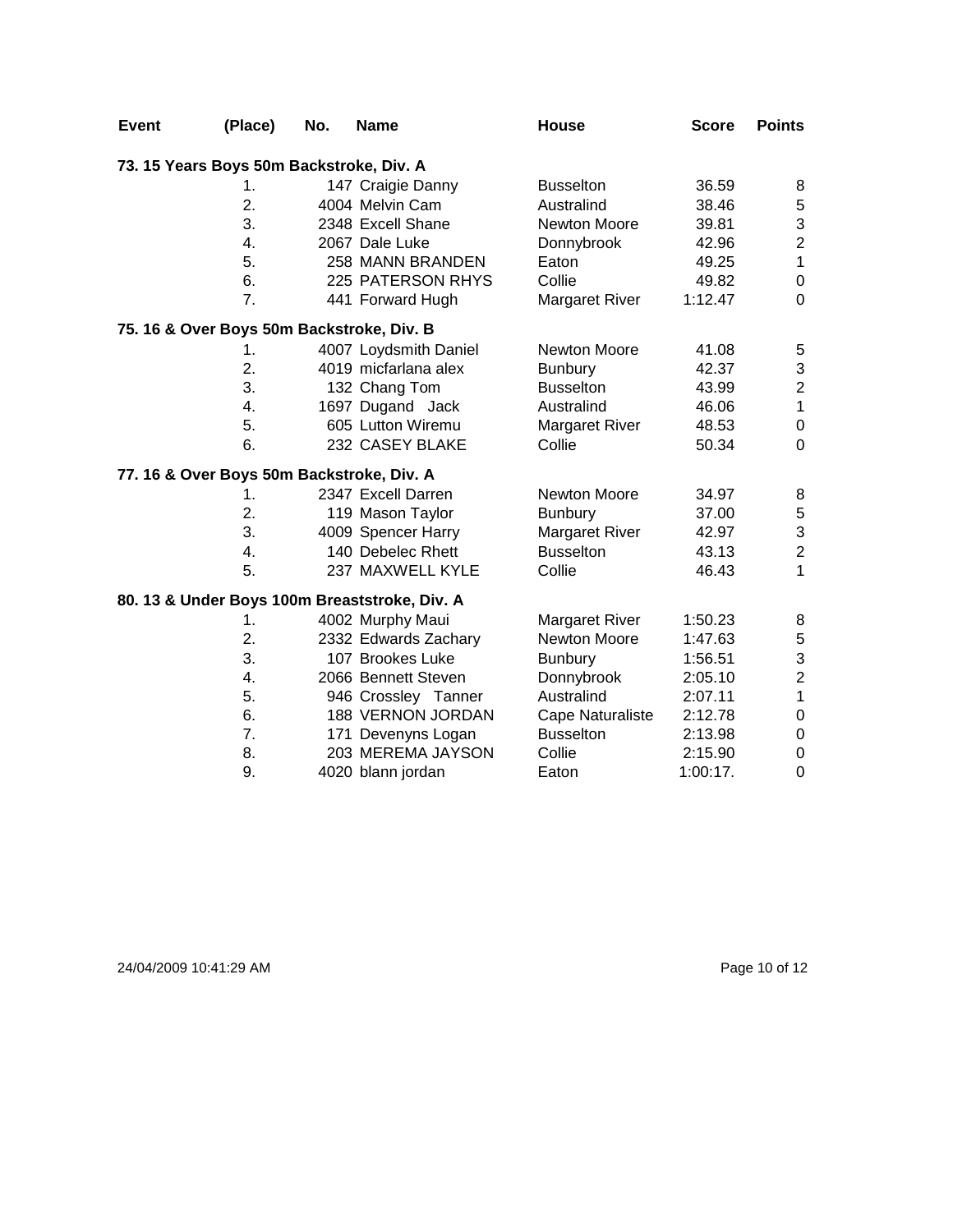| Event | (Place) | No. | Name | House | Score | Points |
|---|---|---|---|---|---|---|
| **73. 15 Years Boys 50m Backstroke, Div. A** | | | | | | |
| | 1. | 147 | Craigie Danny | Busselton | 36.59 | 8 |
| | 2. | 4004 | Melvin Cam | Australind | 38.46 | 5 |
| | 3. | 2348 | Excell Shane | Newton Moore | 39.81 | 3 |
| | 4. | 2067 | Dale Luke | Donnybrook | 42.96 | 2 |
| | 5. | 258 | MANN BRANDEN | Eaton | 49.25 | 1 |
| | 6. | 225 | PATERSON RHYS | Collie | 49.82 | 0 |
| | 7. | 441 | Forward Hugh | Margaret River | 1:12.47 | 0 |
| **75. 16 & Over Boys 50m Backstroke, Div. B** | | | | | | |
| | 1. | 4007 | Loydsmith Daniel | Newton Moore | 41.08 | 5 |
| | 2. | 4019 | micfarlana alex | Bunbury | 42.37 | 3 |
| | 3. | 132 | Chang Tom | Busselton | 43.99 | 2 |
| | 4. | 1697 | Dugand Jack | Australind | 46.06 | 1 |
| | 5. | 605 | Lutton Wiremu | Margaret River | 48.53 | 0 |
| | 6. | 232 | CASEY BLAKE | Collie | 50.34 | 0 |
| **77. 16 & Over Boys 50m Backstroke, Div. A** | | | | | | |
| | 1. | 2347 | Excell Darren | Newton Moore | 34.97 | 8 |
| | 2. | 119 | Mason Taylor | Bunbury | 37.00 | 5 |
| | 3. | 4009 | Spencer Harry | Margaret River | 42.97 | 3 |
| | 4. | 140 | Debelec Rhett | Busselton | 43.13 | 2 |
| | 5. | 237 | MAXWELL KYLE | Collie | 46.43 | 1 |
| **80. 13 & Under Boys 100m Breaststroke, Div. A** | | | | | | |
| | 1. | 4002 | Murphy Maui | Margaret River | 1:50.23 | 8 |
| | 2. | 2332 | Edwards Zachary | Newton Moore | 1:47.63 | 5 |
| | 3. | 107 | Brookes Luke | Bunbury | 1:56.51 | 3 |
| | 4. | 2066 | Bennett Steven | Donnybrook | 2:05.10 | 2 |
| | 5. | 946 | Crossley Tanner | Australind | 2:07.11 | 1 |
| | 6. | 188 | VERNON JORDAN | Cape Naturaliste | 2:12.78 | 0 |
| | 7. | 171 | Devenyns Logan | Busselton | 2:13.98 | 0 |
| | 8. | 203 | MEREMA JAYSON | Collie | 2:15.90 | 0 |
| | 9. | 4020 | blann jordan | Eaton | 1:00:17. | 0 |

24/04/2009 10:41:29 AM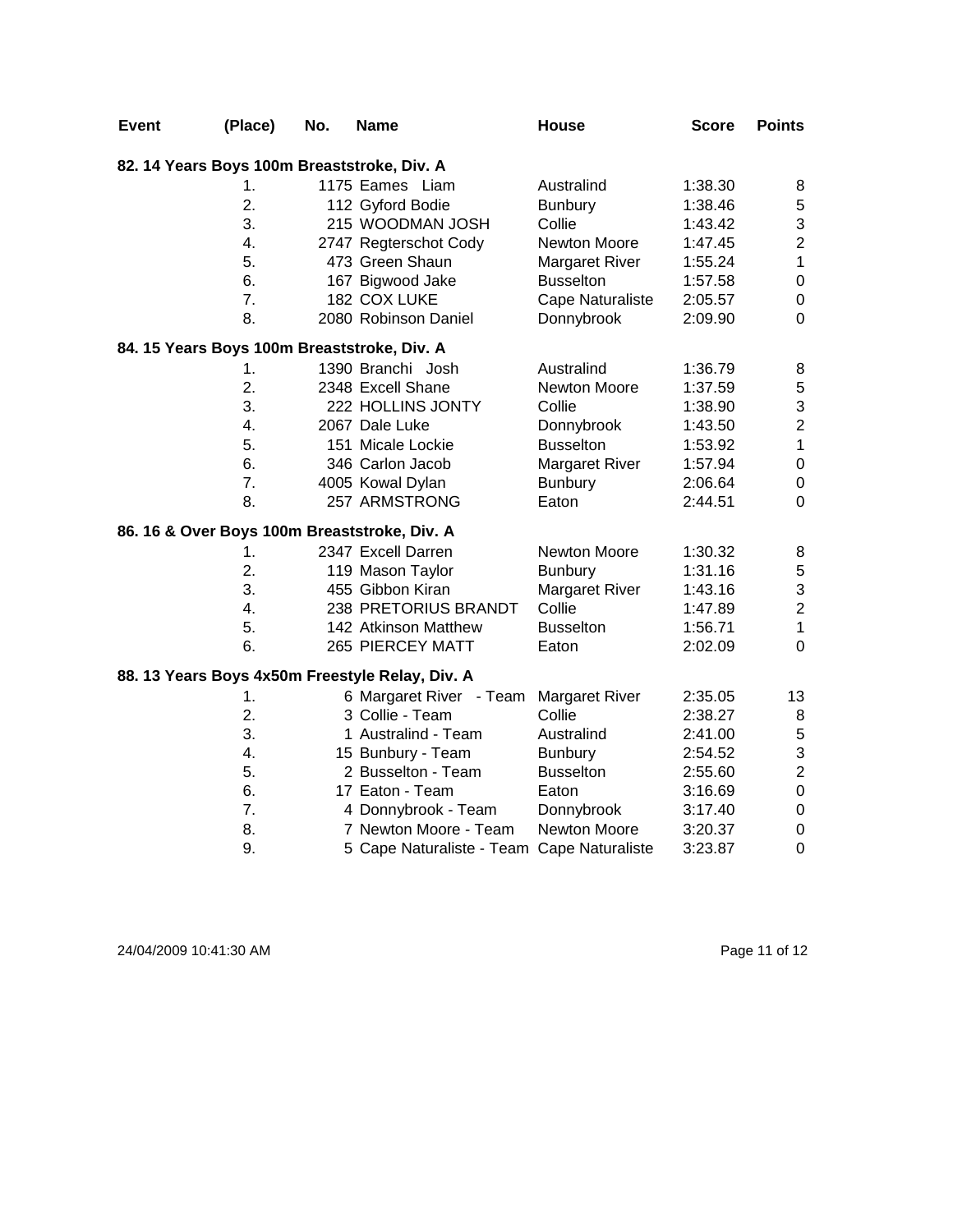| Event | (Place) | No. | Name | House | Score | Points |
|---|---|---|---|---|---|---|
| **82. 14 Years Boys 100m Breaststroke, Div. A** | | | | | | |
| | 1. | 1175 | Eames  Liam | Australind | 1:38.30 | 8 |
| | 2. | 112 | Gyford Bodie | Bunbury | 1:38.46 | 5 |
| | 3. | 215 | WOODMAN JOSH | Collie | 1:43.42 | 3 |
| | 4. | 2747 | Regterschot Cody | Newton Moore | 1:47.45 | 2 |
| | 5. | 473 | Green Shaun | Margaret River | 1:55.24 | 1 |
| | 6. | 167 | Bigwood Jake | Busselton | 1:57.58 | 0 |
| | 7. | 182 | COX LUKE | Cape Naturaliste | 2:05.57 | 0 |
| | 8. | 2080 | Robinson Daniel | Donnybrook | 2:09.90 | 0 |
| **84. 15 Years Boys 100m Breaststroke, Div. A** | | | | | | |
| | 1. | 1390 | Branchi  Josh | Australind | 1:36.79 | 8 |
| | 2. | 2348 | Excell Shane | Newton Moore | 1:37.59 | 5 |
| | 3. | 222 | HOLLINS JONTY | Collie | 1:38.90 | 3 |
| | 4. | 2067 | Dale Luke | Donnybrook | 1:43.50 | 2 |
| | 5. | 151 | Micale Lockie | Busselton | 1:53.92 | 1 |
| | 6. | 346 | Carlon Jacob | Margaret River | 1:57.94 | 0 |
| | 7. | 4005 | Kowal Dylan | Bunbury | 2:06.64 | 0 |
| | 8. | 257 | ARMSTRONG | Eaton | 2:44.51 | 0 |
| **86. 16 & Over Boys 100m Breaststroke, Div. A** | | | | | | |
| | 1. | 2347 | Excell Darren | Newton Moore | 1:30.32 | 8 |
| | 2. | 119 | Mason Taylor | Bunbury | 1:31.16 | 5 |
| | 3. | 455 | Gibbon Kiran | Margaret River | 1:43.16 | 3 |
| | 4. | 238 | PRETORIUS BRANDT | Collie | 1:47.89 | 2 |
| | 5. | 142 | Atkinson Matthew | Busselton | 1:56.71 | 1 |
| | 6. | 265 | PIERCEY MATT | Eaton | 2:02.09 | 0 |
| **88. 13 Years Boys 4x50m Freestyle Relay, Div. A** | | | | | | |
| | 1. | 6 | Margaret River  - Team | Margaret River | 2:35.05 | 13 |
| | 2. | 3 | Collie - Team | Collie | 2:38.27 | 8 |
| | 3. | 1 | Australind - Team | Australind | 2:41.00 | 5 |
| | 4. | 15 | Bunbury - Team | Bunbury | 2:54.52 | 3 |
| | 5. | 2 | Busselton - Team | Busselton | 2:55.60 | 2 |
| | 6. | 17 | Eaton - Team | Eaton | 3:16.69 | 0 |
| | 7. | 4 | Donnybrook - Team | Donnybrook | 3:17.40 | 0 |
| | 8. | 7 | Newton Moore - Team | Newton Moore | 3:20.37 | 0 |
| | 9. | 5 | Cape Naturaliste - Team | Cape Naturaliste | 3:23.87 | 0 |

24/04/2009 10:41:30 AM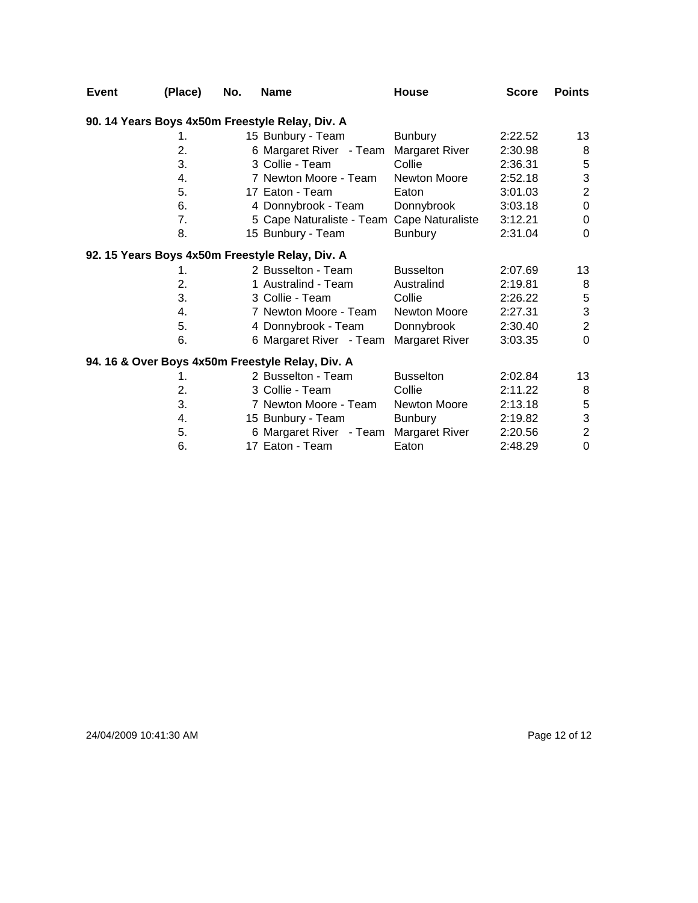| Event | (Place) | No. | Name | House | Score | Points |
|---|---|---|---|---|---|---|
| **90. 14 Years Boys 4x50m Freestyle Relay, Div. A** | | | | | | |
| | 1. | 15 | Bunbury - Team | Bunbury | 2:22.52 | 13 |
| | 2. | 6 | Margaret River - Team | Margaret River | 2:30.98 | 8 |
| | 3. | 3 | Collie - Team | Collie | 2:36.31 | 5 |
| | 4. | 7 | Newton Moore - Team | Newton Moore | 2:52.18 | 3 |
| | 5. | 17 | Eaton - Team | Eaton | 3:01.03 | 2 |
| | 6. | 4 | Donnybrook - Team | Donnybrook | 3:03.18 | 0 |
| | 7. | 5 | Cape Naturaliste - Team | Cape Naturaliste | 3:12.21 | 0 |
| | 8. | 15 | Bunbury - Team | Bunbury | 2:31.04 | 0 |
| **92. 15 Years Boys 4x50m Freestyle Relay, Div. A** | | | | | | |
| | 1. | 2 | Busselton - Team | Busselton | 2:07.69 | 13 |
| | 2. | 1 | Australind - Team | Australind | 2:19.81 | 8 |
| | 3. | 3 | Collie - Team | Collie | 2:26.22 | 5 |
| | 4. | 7 | Newton Moore - Team | Newton Moore | 2:27.31 | 3 |
| | 5. | 4 | Donnybrook - Team | Donnybrook | 2:30.40 | 2 |
| | 6. | 6 | Margaret River - Team | Margaret River | 3:03.35 | 0 |
| **94. 16 & Over Boys 4x50m Freestyle Relay, Div. A** | | | | | | |
| | 1. | 2 | Busselton - Team | Busselton | 2:02.84 | 13 |
| | 2. | 3 | Collie - Team | Collie | 2:11.22 | 8 |
| | 3. | 7 | Newton Moore - Team | Newton Moore | 2:13.18 | 5 |
| | 4. | 15 | Bunbury - Team | Bunbury | 2:19.82 | 3 |
| | 5. | 6 | Margaret River - Team | Margaret River | 2:20.56 | 2 |
| | 6. | 17 | Eaton - Team | Eaton | 2:48.29 | 0 |

24/04/2009 10:41:30 AM